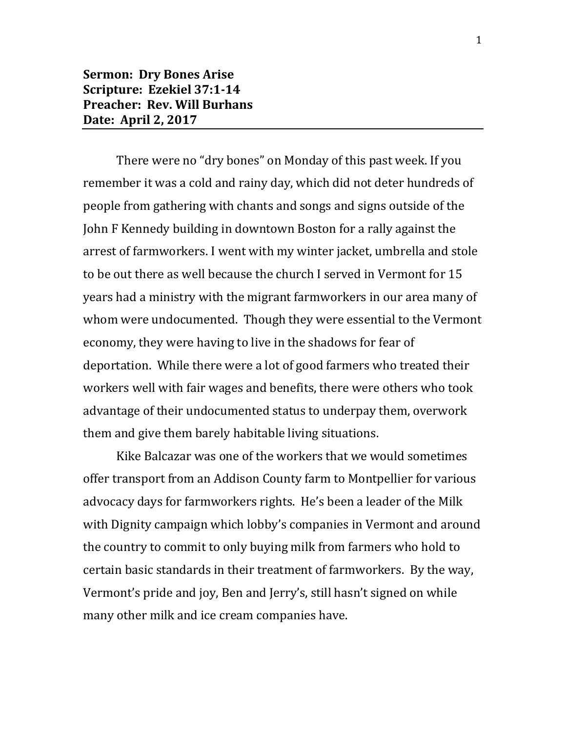**Sermon: Dry Bones Arise**
**Scripture: Ezekiel 37:1-14**
**Preacher: Rev. Will Burhans**
**Date: April 2, 2017**

---

There were no "dry bones" on Monday of this past week. If you remember it was a cold and rainy day, which did not deter hundreds of people from gathering with chants and songs and signs outside of the John F Kennedy building in downtown Boston for a rally against the arrest of farmworkers. I went with my winter jacket, umbrella and stole to be out there as well because the church I served in Vermont for 15 years had a ministry with the migrant farmworkers in our area many of whom were undocumented. Though they were essential to the Vermont economy, they were having to live in the shadows for fear of deportation. While there were a lot of good farmers who treated their workers well with fair wages and benefits, there were others who took advantage of their undocumented status to underpay them, overwork them and give them barely habitable living situations.

Kike Balcazar was one of the workers that we would sometimes offer transport from an Addison County farm to Montpellier for various advocacy days for farmworkers rights. He's been a leader of the Milk with Dignity campaign which lobby's companies in Vermont and around the country to commit to only buying milk from farmers who hold to certain basic standards in their treatment of farmworkers. By the way, Vermont's pride and joy, Ben and Jerry's, still hasn't signed on while many other milk and ice cream companies have.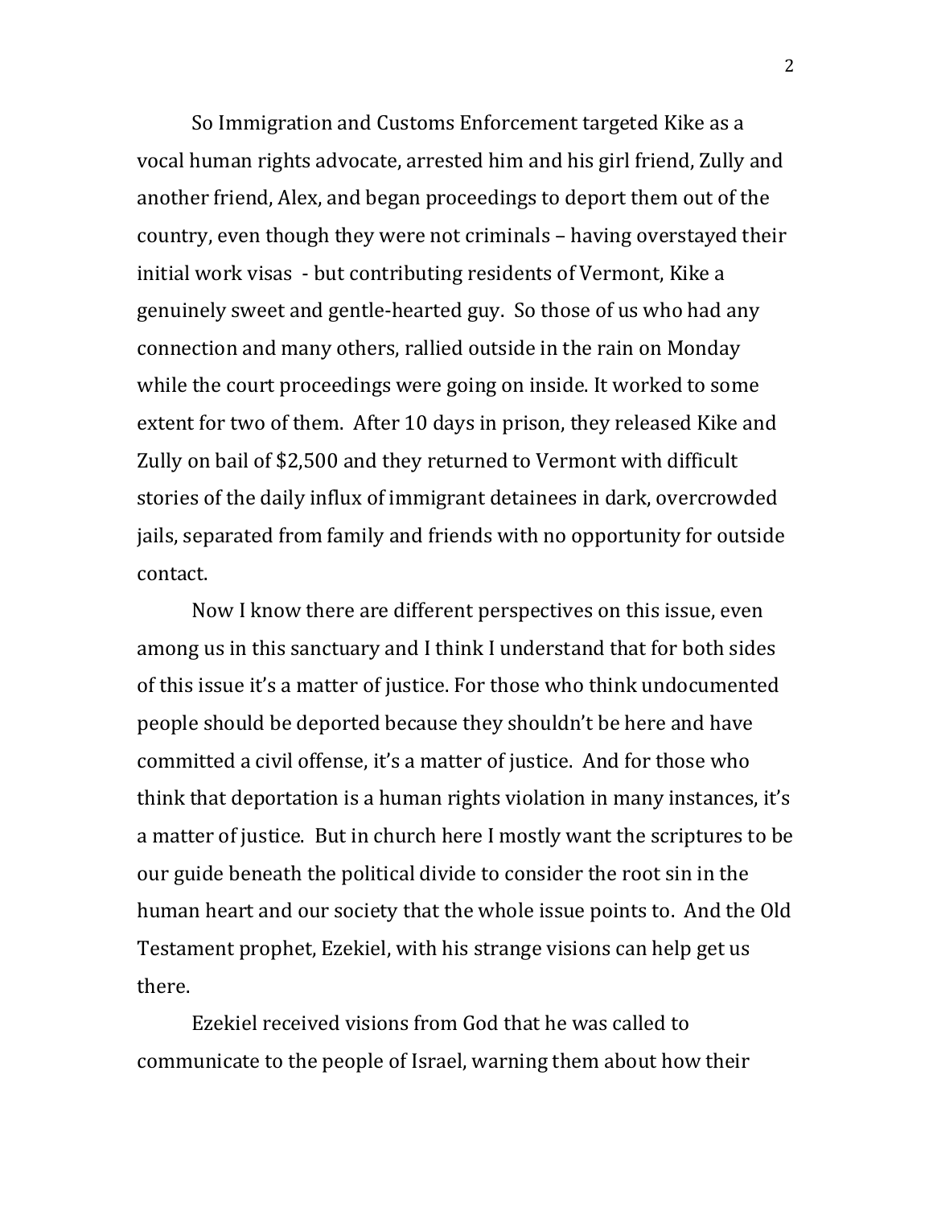So Immigration and Customs Enforcement targeted Kike as a vocal human rights advocate, arrested him and his girl friend, Zully and another friend, Alex, and began proceedings to deport them out of the country, even though they were not criminals – having overstayed their initial work visas - but contributing residents of Vermont, Kike a genuinely sweet and gentle-hearted guy. So those of us who had any connection and many others, rallied outside in the rain on Monday while the court proceedings were going on inside. It worked to some extent for two of them. After 10 days in prison, they released Kike and Zully on bail of $2,500 and they returned to Vermont with difficult stories of the daily influx of immigrant detainees in dark, overcrowded jails, separated from family and friends with no opportunity for outside contact.

Now I know there are different perspectives on this issue, even among us in this sanctuary and I think I understand that for both sides of this issue it's a matter of justice. For those who think undocumented people should be deported because they shouldn't be here and have committed a civil offense, it's a matter of justice. And for those who think that deportation is a human rights violation in many instances, it's a matter of justice. But in church here I mostly want the scriptures to be our guide beneath the political divide to consider the root sin in the human heart and our society that the whole issue points to. And the Old Testament prophet, Ezekiel, with his strange visions can help get us there.

Ezekiel received visions from God that he was called to communicate to the people of Israel, warning them about how their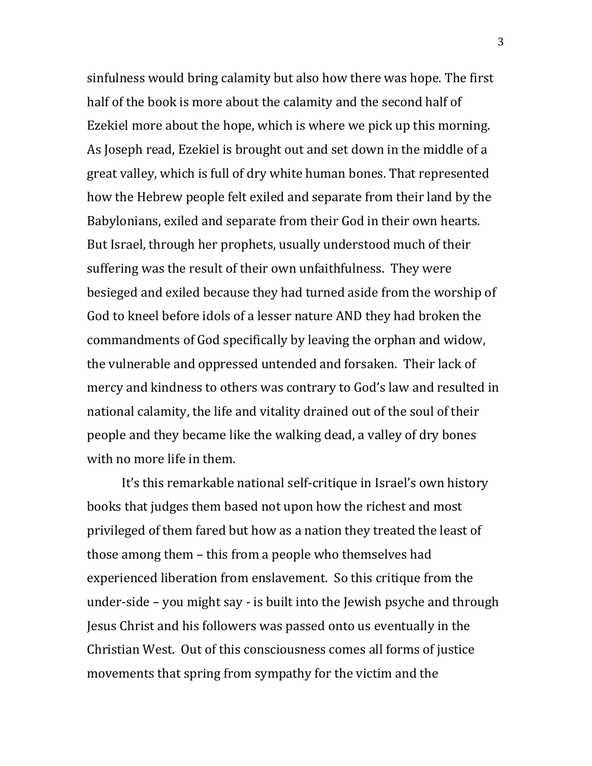sinfulness would bring calamity but also how there was hope. The first half of the book is more about the calamity and the second half of Ezekiel more about the hope, which is where we pick up this morning. As Joseph read, Ezekiel is brought out and set down in the middle of a great valley, which is full of dry white human bones. That represented how the Hebrew people felt exiled and separate from their land by the Babylonians, exiled and separate from their God in their own hearts. But Israel, through her prophets, usually understood much of their suffering was the result of their own unfaithfulness. They were besieged and exiled because they had turned aside from the worship of God to kneel before idols of a lesser nature AND they had broken the commandments of God specifically by leaving the orphan and widow, the vulnerable and oppressed untended and forsaken. Their lack of mercy and kindness to others was contrary to God's law and resulted in national calamity, the life and vitality drained out of the soul of their people and they became like the walking dead, a valley of dry bones with no more life in them.

It's this remarkable national self-critique in Israel's own history books that judges them based not upon how the richest and most privileged of them fared but how as a nation they treated the least of those among them – this from a people who themselves had experienced liberation from enslavement. So this critique from the under-side – you might say - is built into the Jewish psyche and through Jesus Christ and his followers was passed onto us eventually in the Christian West. Out of this consciousness comes all forms of justice movements that spring from sympathy for the victim and the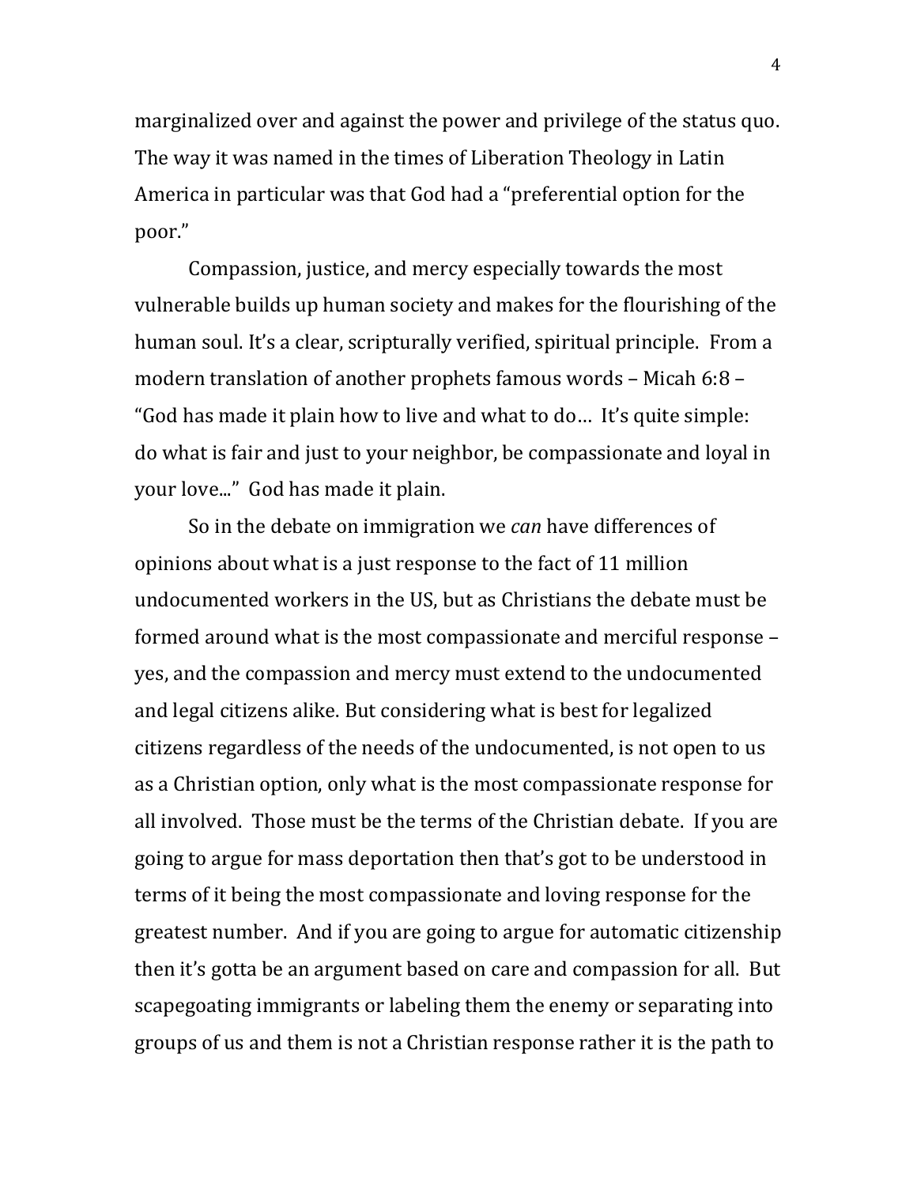marginalized over and against the power and privilege of the status quo. The way it was named in the times of Liberation Theology in Latin America in particular was that God had a "preferential option for the poor."

Compassion, justice, and mercy especially towards the most vulnerable builds up human society and makes for the flourishing of the human soul. It's a clear, scripturally verified, spiritual principle. From a modern translation of another prophets famous words – Micah 6:8 – "God has made it plain how to live and what to do… It's quite simple: do what is fair and just to your neighbor, be compassionate and loyal in your love..." God has made it plain.

So in the debate on immigration we *can* have differences of opinions about what is a just response to the fact of 11 million undocumented workers in the US, but as Christians the debate must be formed around what is the most compassionate and merciful response – yes, and the compassion and mercy must extend to the undocumented and legal citizens alike. But considering what is best for legalized citizens regardless of the needs of the undocumented, is not open to us as a Christian option, only what is the most compassionate response for all involved. Those must be the terms of the Christian debate. If you are going to argue for mass deportation then that's got to be understood in terms of it being the most compassionate and loving response for the greatest number. And if you are going to argue for automatic citizenship then it's gotta be an argument based on care and compassion for all. But scapegoating immigrants or labeling them the enemy or separating into groups of us and them is not a Christian response rather it is the path to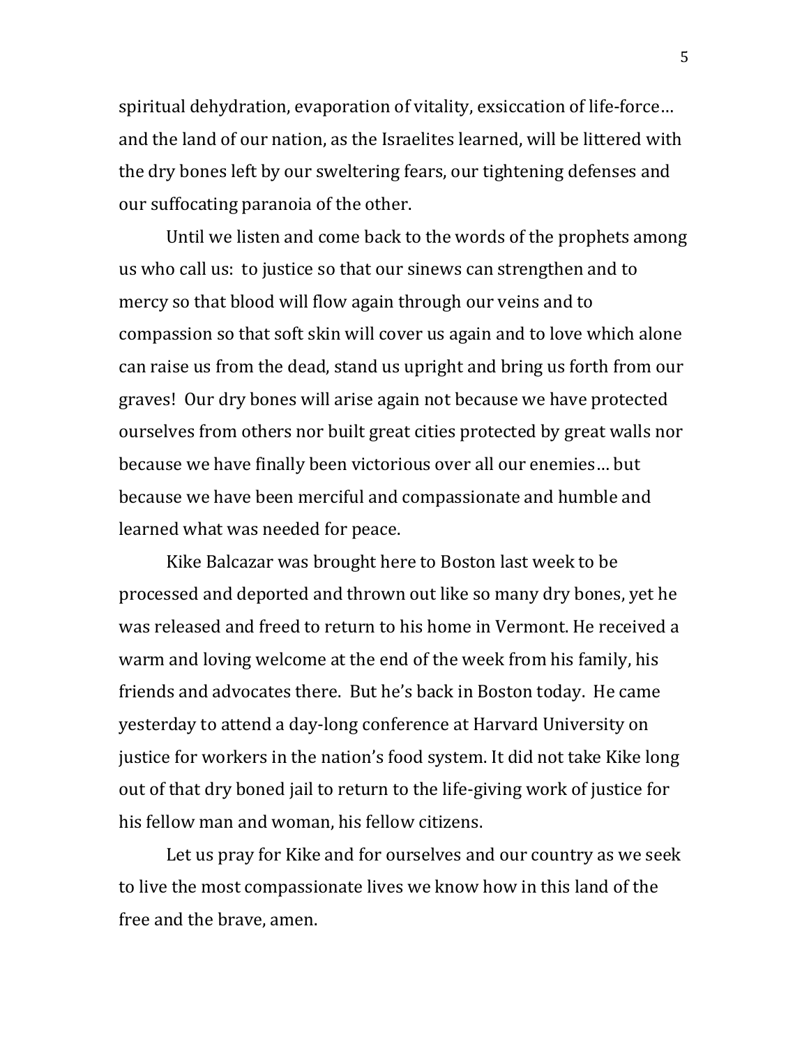spiritual dehydration, evaporation of vitality, exsiccation of life-force… and the land of our nation, as the Israelites learned, will be littered with the dry bones left by our sweltering fears, our tightening defenses and our suffocating paranoia of the other.

Until we listen and come back to the words of the prophets among us who call us: to justice so that our sinews can strengthen and to mercy so that blood will flow again through our veins and to compassion so that soft skin will cover us again and to love which alone can raise us from the dead, stand us upright and bring us forth from our graves! Our dry bones will arise again not because we have protected ourselves from others nor built great cities protected by great walls nor because we have finally been victorious over all our enemies… but because we have been merciful and compassionate and humble and learned what was needed for peace.

Kike Balcazar was brought here to Boston last week to be processed and deported and thrown out like so many dry bones, yet he was released and freed to return to his home in Vermont. He received a warm and loving welcome at the end of the week from his family, his friends and advocates there. But he's back in Boston today. He came yesterday to attend a day-long conference at Harvard University on justice for workers in the nation's food system. It did not take Kike long out of that dry boned jail to return to the life-giving work of justice for his fellow man and woman, his fellow citizens.

Let us pray for Kike and for ourselves and our country as we seek to live the most compassionate lives we know how in this land of the free and the brave, amen.